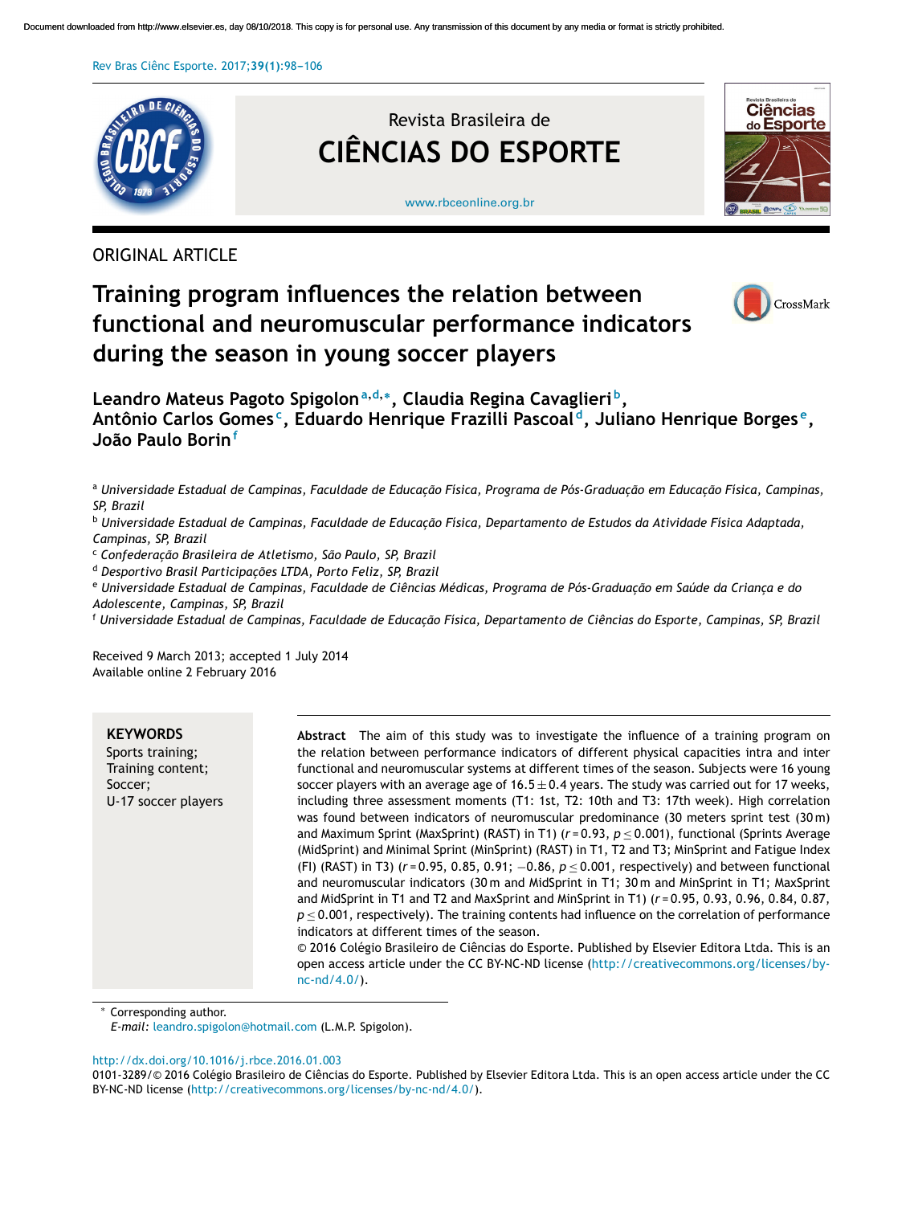ORIGINAL ARTICLE

# Training program influences the relation between functional and neuromuscular performance indicators during the season in young soccer players

**Leandro Mateus Pagoto Spigolon[a,d,*], Claudia Regina Cavaglieri[b], Antônio Carlos Gomes[c], Eduardo Henrique Frazilli Pascoal[d], Juliano Henrique Borges[e], João Paulo Borin[f]**

[a] *Universidade Estadual de Campinas, Faculdade de Educação Física, Programa de Pós-Graduação em Educação Física, Campinas, SP, Brazil*
[b] *Universidade Estadual de Campinas, Faculdade de Educação Física, Departamento de Estudos da Atividade Física Adaptada, Campinas, SP, Brazil*
[c] *Confederação Brasileira de Atletismo, São Paulo, SP, Brazil*
[d] *Desportivo Brasil Participações LTDA, Porto Feliz, SP, Brazil*
[e] *Universidade Estadual de Campinas, Faculdade de Ciências Médicas, Programa de Pós-Graduação em Saúde da Criança e do Adolescente, Campinas, SP, Brazil*
[f] *Universidade Estadual de Campinas, Faculdade de Educação Física, Departamento de Ciências do Esporte, Campinas, SP, Brazil*

Received 9 March 2013; accepted 1 July 2014
Available online 2 February 2016

**KEYWORDS**
Sports training;
Training content;
Soccer;
U-17 soccer players

**Abstract** The aim of this study was to investigate the influence of a training program on the relation between performance indicators of different physical capacities intra and inter functional and neuromuscular systems at different times of the season. Subjects were 16 young soccer players with an average age of $16.5 \pm 0.4$ years. The study was carried out for 17 weeks, including three assessment moments (T1: 1st, T2: 10th and T3: 17th week). High correlation was found between indicators of neuromuscular predominance (30 meters sprint test (30 m) and Maximum Sprint (MaxSprint) (RAST) in T1) ($r = 0.93$, $p \leq 0.001$), functional (Sprints Average (MidSprint) and Minimal Sprint (MinSprint) (RAST) in T1, T2 and T3; MinSprint and Fatigue Index (FI) (RAST) in T3) ($r = 0.95$, 0.85, 0.91; $-0.86$, $p \leq 0.001$, respectively) and between functional and neuromuscular indicators (30 m and MidSprint in T1; 30 m and MinSprint in T1; MaxSprint and MidSprint in T1 and T2 and MaxSprint and MinSprint in T1) ($r = 0.95$, 0.93, 0.96, 0.84, 0.87, $p \leq 0.001$, respectively). The training contents had influence on the correlation of performance indicators at different times of the season.
© 2016 Colégio Brasileiro de Ciências do Esporte. Published by Elsevier Editora Ltda. This is an open access article under the CC BY-NC-ND license (http://creativecommons.org/licenses/by-nc-nd/4.0/).

* Corresponding author.
*E-mail:* leandro.spigolon@hotmail.com (L.M.P. Spigolon).

http://dx.doi.org/10.1016/j.rbce.2016.01.003
0101-3289/© 2016 Colégio Brasileiro de Ciências do Esporte. Published by Elsevier Editora Ltda. This is an open access article under the CC BY-NC-ND license (http://creativecommons.org/licenses/by-nc-nd/4.0/).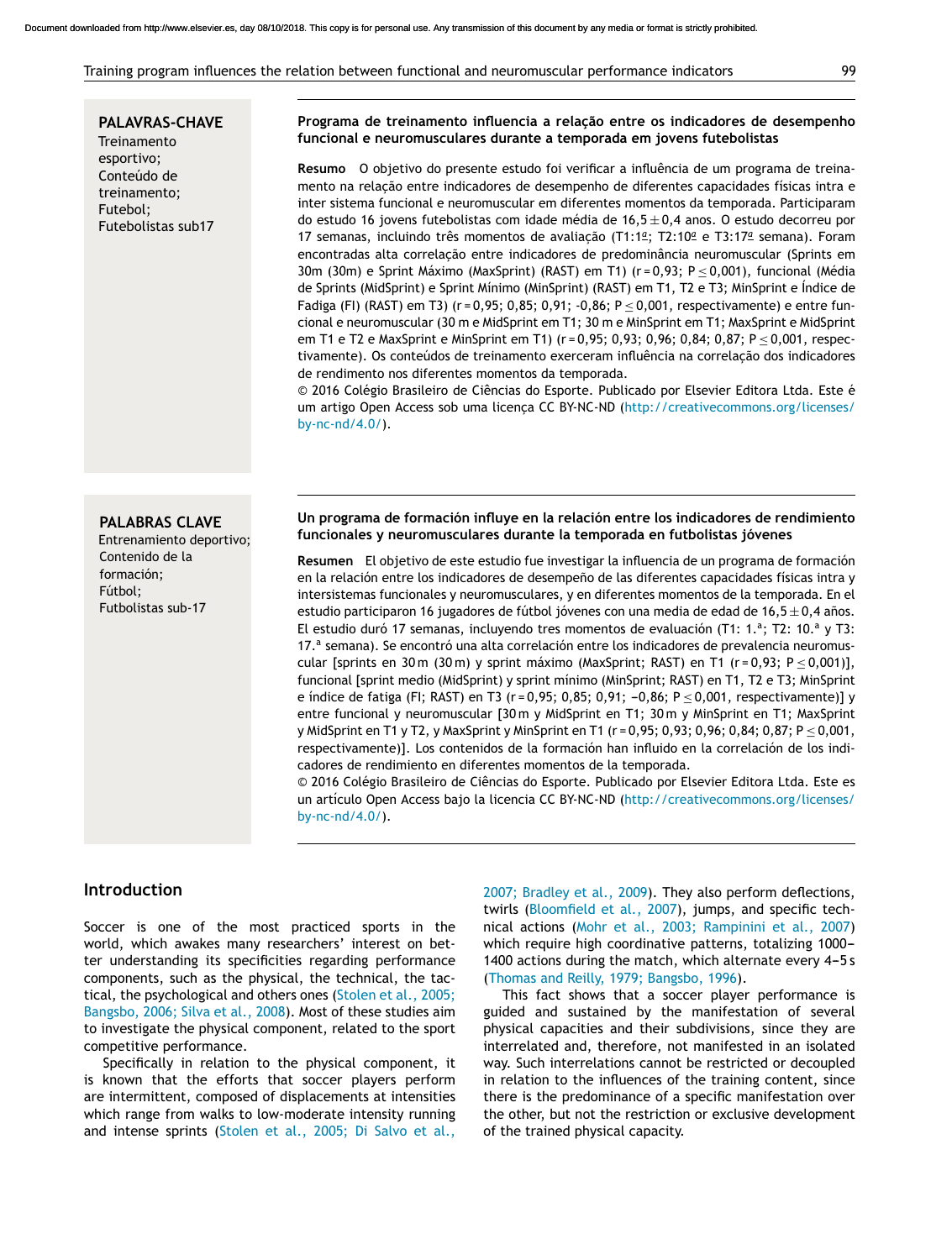**PALAVRAS-CHAVE**
Treinamento esportivo;
Conteúdo de treinamento;
Futebol;
Futebolistas sub17

**Programa de treinamento influencia a relação entre os indicadores de desempenho funcional e neuromusculares durante a temporada em jovens futebolistas**

**Resumo** O objetivo do presente estudo foi verificar a influência de um programa de treinamento na relação entre indicadores de desempenho de diferentes capacidades físicas intra e inter sistema funcional e neuromuscular em diferentes momentos da temporada. Participaram do estudo 16 jovens futebolistas com idade média de 16,5 ± 0,4 anos. O estudo decorreu por 17 semanas, incluindo três momentos de avaliação (T1:1º; T2:10º e T3:17º semana). Foram encontradas alta correlação entre indicadores de predominância neuromuscular (Sprints em 30m (30m) e Sprint Máximo (MaxSprint) (RAST) em T1) (r = 0,93; P ≤ 0,001), funcional (Média de Sprints (MidSprint) e Sprint Mínimo (MinSprint) (RAST) em T1, T2 e T3; MinSprint e Índice de Fadiga (FI) (RAST) em T3) (r = 0,95; 0,85; 0,91; -0,86; P ≤ 0,001, respectivamente) e entre funcional e neuromuscular (30 m e MidSprint em T1; 30 m e MinSprint em T1; MaxSprint e MidSprint em T1 e T2 e MaxSprint e MinSprint em T1) (r = 0,95; 0,93; 0,96; 0,84; 0,87; P ≤ 0,001, respectivamente). Os conteúdos de treinamento exerceram influência na correlação dos indicadores de rendimento nos diferentes momentos da temporada.
© 2016 Colégio Brasileiro de Ciências do Esporte. Publicado por Elsevier Editora Ltda. Este é um artigo Open Access sob uma licença CC BY-NC-ND (http://creativecommons.org/licenses/by-nc-nd/4.0/).

**PALABRAS CLAVE**
Entrenamiento deportivo;
Contenido de la formación;
Fútbol;
Futbolistas sub-17

**Un programa de formación influye en la relación entre los indicadores de rendimiento funcionales y neuromusculares durante la temporada en futbolistas jóvenes**

**Resumen** El objetivo de este estudio fue investigar la influencia de un programa de formación en la relación entre los indicadores de desempeño de las diferentes capacidades físicas intra y intersistemas funcionales y neuromusculares, y en diferentes momentos de la temporada. En el estudio participaron 16 jugadores de fútbol jóvenes con una media de edad de 16,5 ± 0,4 años. El estudio duró 17 semanas, incluyendo tres momentos de evaluación (T1: 1.ª; T2: 10.ª y T3: 17.ª semana). Se encontró una alta correlación entre los indicadores de prevalencia neuromuscular [sprints en 30 m (30 m) y sprint máximo (MaxSprint; RAST) en T1 (r = 0,93; P ≤ 0,001)], funcional [sprint medio (MidSprint) y sprint mínimo (MinSprint; RAST) en T1, T2 y T3; MinSprint e índice de fatiga (FI; RAST) en T3 (r = 0,95; 0,85; 0,91; −0,86; P ≤ 0,001, respectivamente)] y entre funcional y neuromuscular [30 m y MidSprint en T1; 30 m y MinSprint en T1; MaxSprint y MidSprint en T1 y T2, y MaxSprint y MinSprint en T1 (r = 0,95; 0,93; 0,96; 0,84; 0,87; P ≤ 0,001, respectivamente)]. Los contenidos de la formación han influido en la correlación de los indicadores de rendimiento en diferentes momentos de la temporada.
© 2016 Colégio Brasileiro de Ciências do Esporte. Publicado por Elsevier Editora Ltda. Este es un artículo Open Access bajo la licencia CC BY-NC-ND (http://creativecommons.org/licenses/by-nc-nd/4.0/).

## Introduction

Soccer is one of the most practiced sports in the world, which awakes many researchers' interest on better understanding its specificities regarding performance components, such as the physical, the technical, the tactical, the psychological and others ones (Stolen et al., 2005; Bangsbo, 2006; Silva et al., 2008). Most of these studies aim to investigate the physical component, related to the sport competitive performance.

Specifically in relation to the physical component, it is known that the efforts that soccer players perform are intermittent, composed of displacements at intensities which range from walks to low-moderate intensity running and intense sprints (Stolen et al., 2005; Di Salvo et al., 2007; Bradley et al., 2009). They also perform deflections, twirls (Bloomfield et al., 2007), jumps, and specific technical actions (Mohr et al., 2003; Rampinini et al., 2007) which require high coordinative patterns, totalizing 1000–1400 actions during the match, which alternate every 4–5 s (Thomas and Reilly, 1979; Bangsbo, 1996).

This fact shows that a soccer player performance is guided and sustained by the manifestation of several physical capacities and their subdivisions, since they are interrelated and, therefore, not manifested in an isolated way. Such interrelations cannot be restricted or decoupled in relation to the influences of the training content, since there is the predominance of a specific manifestation over the other, but not the restriction or exclusive development of the trained physical capacity.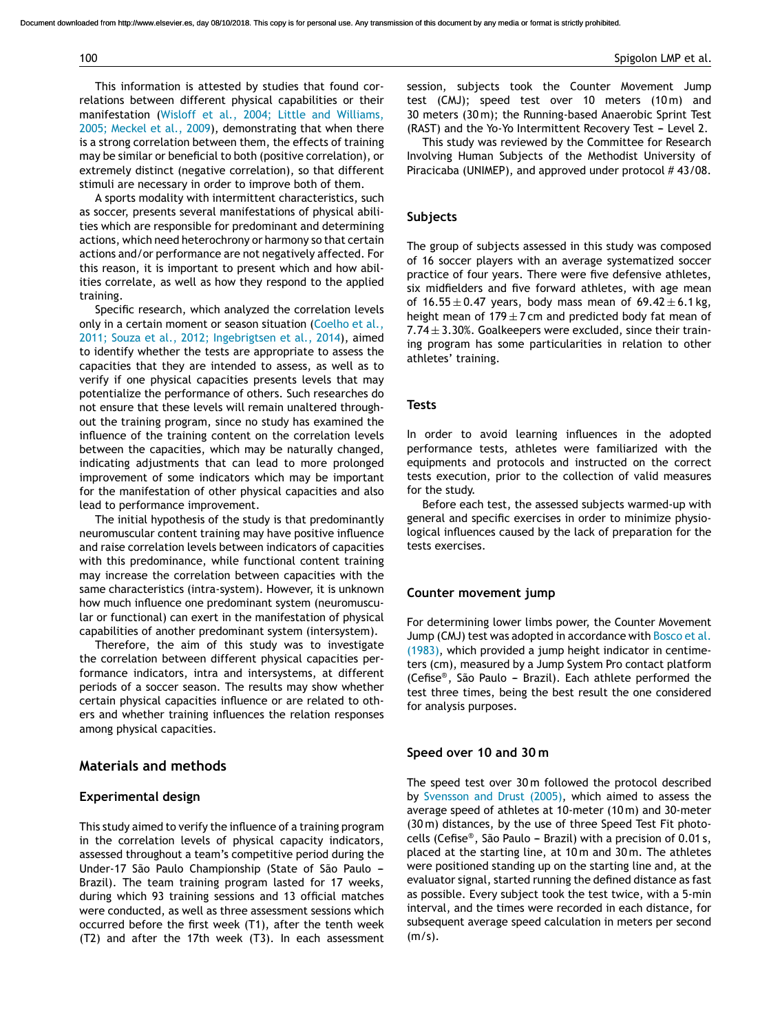This information is attested by studies that found correlations between different physical capabilities or their manifestation (Wisloff et al., 2004; Little and Williams, 2005; Meckel et al., 2009), demonstrating that when there is a strong correlation between them, the effects of training may be similar or beneficial to both (positive correlation), or extremely distinct (negative correlation), so that different stimuli are necessary in order to improve both of them.

A sports modality with intermittent characteristics, such as soccer, presents several manifestations of physical abilities which are responsible for predominant and determining actions, which need heterochrony or harmony so that certain actions and/or performance are not negatively affected. For this reason, it is important to present which and how abilities correlate, as well as how they respond to the applied training.

Specific research, which analyzed the correlation levels only in a certain moment or season situation (Coelho et al., 2011; Souza et al., 2012; Ingebrigtsen et al., 2014), aimed to identify whether the tests are appropriate to assess the capacities that they are intended to assess, as well as to verify if one physical capacities presents levels that may potentialize the performance of others. Such researches do not ensure that these levels will remain unaltered throughout the training program, since no study has examined the influence of the training content on the correlation levels between the capacities, which may be naturally changed, indicating adjustments that can lead to more prolonged improvement of some indicators which may be important for the manifestation of other physical capacities and also lead to performance improvement.

The initial hypothesis of the study is that predominantly neuromuscular content training may have positive influence and raise correlation levels between indicators of capacities with this predominance, while functional content training may increase the correlation between capacities with the same characteristics (intra-system). However, it is unknown how much influence one predominant system (neuromuscular or functional) can exert in the manifestation of physical capabilities of another predominant system (intersystem).

Therefore, the aim of this study was to investigate the correlation between different physical capacities performance indicators, intra and intersystems, at different periods of a soccer season. The results may show whether certain physical capacities influence or are related to others and whether training influences the relation responses among physical capacities.

## Materials and methods

### Experimental design

This study aimed to verify the influence of a training program in the correlation levels of physical capacity indicators, assessed throughout a team's competitive period during the Under-17 São Paulo Championship (State of São Paulo – Brazil). The team training program lasted for 17 weeks, during which 93 training sessions and 13 official matches were conducted, as well as three assessment sessions which occurred before the first week (T1), after the tenth week (T2) and after the 17th week (T3). In each assessment session, subjects took the Counter Movement Jump test (CMJ); speed test over 10 meters (10 m) and 30 meters (30 m); the Running-based Anaerobic Sprint Test (RAST) and the Yo-Yo Intermittent Recovery Test – Level 2.

This study was reviewed by the Committee for Research Involving Human Subjects of the Methodist University of Piracicaba (UNIMEP), and approved under protocol # 43/08.

### Subjects

The group of subjects assessed in this study was composed of 16 soccer players with an average systematized soccer practice of four years. There were five defensive athletes, six midfielders and five forward athletes, with age mean of $16.55 \pm 0.47$ years, body mass mean of $69.42 \pm 6.1$ kg, height mean of $179 \pm 7$ cm and predicted body fat mean of $7.74 \pm 3.30\%$. Goalkeepers were excluded, since their training program has some particularities in relation to other athletes' training.

### Tests

In order to avoid learning influences in the adopted performance tests, athletes were familiarized with the equipments and protocols and instructed on the correct tests execution, prior to the collection of valid measures for the study.

Before each test, the assessed subjects warmed-up with general and specific exercises in order to minimize physiological influences caused by the lack of preparation for the tests exercises.

### Counter movement jump

For determining lower limbs power, the Counter Movement Jump (CMJ) test was adopted in accordance with Bosco et al. (1983), which provided a jump height indicator in centimeters (cm), measured by a Jump System Pro contact platform (Cefise®, São Paulo – Brazil). Each athlete performed the test three times, being the best result the one considered for analysis purposes.

### Speed over 10 and 30 m

The speed test over 30 m followed the protocol described by Svensson and Drust (2005), which aimed to assess the average speed of athletes at 10-meter (10 m) and 30-meter (30 m) distances, by the use of three Speed Test Fit photocells (Cefise®, São Paulo – Brazil) with a precision of 0.01 s, placed at the starting line, at 10 m and 30 m. The athletes were positioned standing up on the starting line and, at the evaluator signal, started running the defined distance as fast as possible. Every subject took the test twice, with a 5-min interval, and the times were recorded in each distance, for subsequent average speed calculation in meters per second (m/s).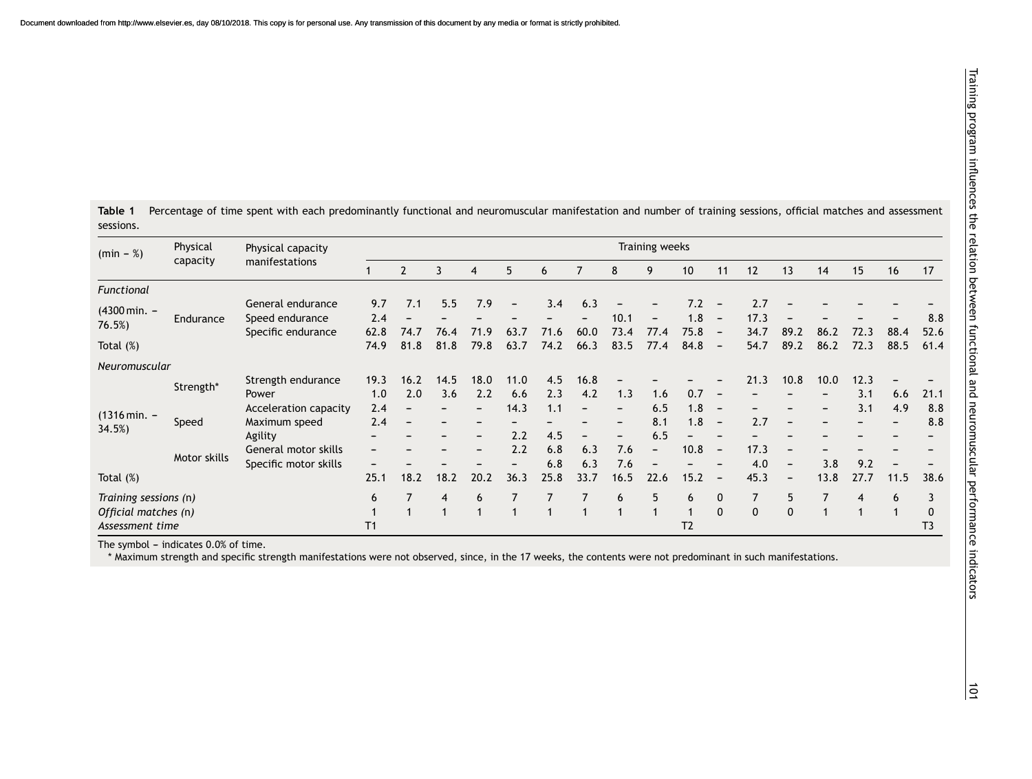**Table 1** Percentage of time spent with each predominantly functional and neuromuscular manifestation and number of training sessions, official matches and assessment sessions.

| (min – %) | Physical capacity | Physical capacity manifestations | Training weeks | | | | | | | | | | | | | | | | |
|---|---|---|---|---|---|---|---|---|---|---|---|---|---|---|---|---|---|---|---|
| | | | 1 | 2 | 3 | 4 | 5 | 6 | 7 | 8 | 9 | 10 | 11 | 12 | 13 | 14 | 15 | 16 | 17 |
| *Functional* | | | | | | | | | | | | | | | | | | | |
| (4300 min. – 76.5%) | Endurance | General endurance | 9.7 | 7.1 | 5.5 | 7.9 | – | 3.4 | 6.3 | – | – | 7.2 | – | 2.7 | – | – | – | – | – |
| | | Speed endurance | 2.4 | – | – | – | – | – | – | 10.1 | – | 1.8 | – | 17.3 | – | – | – | – | 8.8 |
| | | Specific endurance | 62.8 | 74.7 | 76.4 | 71.9 | 63.7 | 71.6 | 60.0 | 73.4 | 77.4 | 75.8 | – | 34.7 | 89.2 | 86.2 | 72.3 | 88.4 | 52.6 |
| Total (%) | | | 74.9 | 81.8 | 81.8 | 79.8 | 63.7 | 74.2 | 66.3 | 83.5 | 77.4 | 84.8 | – | 54.7 | 89.2 | 86.2 | 72.3 | 88.5 | 61.4 |
| *Neuromuscular* | | | | | | | | | | | | | | | | | | | |
| (1316 min. – 34.5%) | Strength* | Strength endurance | 19.3 | 16.2 | 14.5 | 18.0 | 11.0 | 4.5 | 16.8 | – | – | – | – | 21.3 | 10.8 | 10.0 | 12.3 | – | – |
| | | Power | 1.0 | 2.0 | 3.6 | 2.2 | 6.6 | 2.3 | 4.2 | 1.3 | 1.6 | 0.7 | – | – | – | – | 3.1 | 6.6 | 21.1 |
| | Speed | Acceleration capacity | 2.4 | – | – | – | 14.3 | 1.1 | – | – | 6.5 | 1.8 | – | – | – | – | 3.1 | 4.9 | 8.8 |
| | | Maximum speed | 2.4 | – | – | – | – | – | – | – | 8.1 | 1.8 | – | 2.7 | – | – | – | – | 8.8 |
| | | Agility | – | – | – | – | 2.2 | 4.5 | – | – | 6.5 | – | – | – | – | – | – | – | – |
| | Motor skills | General motor skills | – | – | – | – | 2.2 | 6.8 | 6.3 | 7.6 | – | 10.8 | – | 17.3 | – | – | – | – | – |
| | | Specific motor skills | – | – | – | – | – | 6.8 | 6.3 | 7.6 | – | – | – | 4.0 | – | 3.8 | 9.2 | – | – |
| Total (%) | | | 25.1 | 18.2 | 18.2 | 20.2 | 36.3 | 25.8 | 33.7 | 16.5 | 22.6 | 15.2 | – | 45.3 | – | 13.8 | 27.7 | 11.5 | 38.6 |
| *Training sessions (n)* | | | 6 | 7 | 4 | 6 | 7 | 7 | 7 | 6 | 5 | 6 | 0 | 7 | 5 | 7 | 4 | 6 | 3 |
| *Official matches (n)* | | | 1 | 1 | 1 | 1 | 1 | 1 | 1 | 1 | 1 | 1 | 0 | 0 | 0 | 1 | 1 | 1 | 0 |
| *Assessment time* | | | T1 | | | | | | | | | T2 | | | | | | | T3 |

The symbol – indicates 0.0% of time.

\* Maximum strength and specific strength manifestations were not observed, since, in the 17 weeks, the contents were not predominant in such manifestations.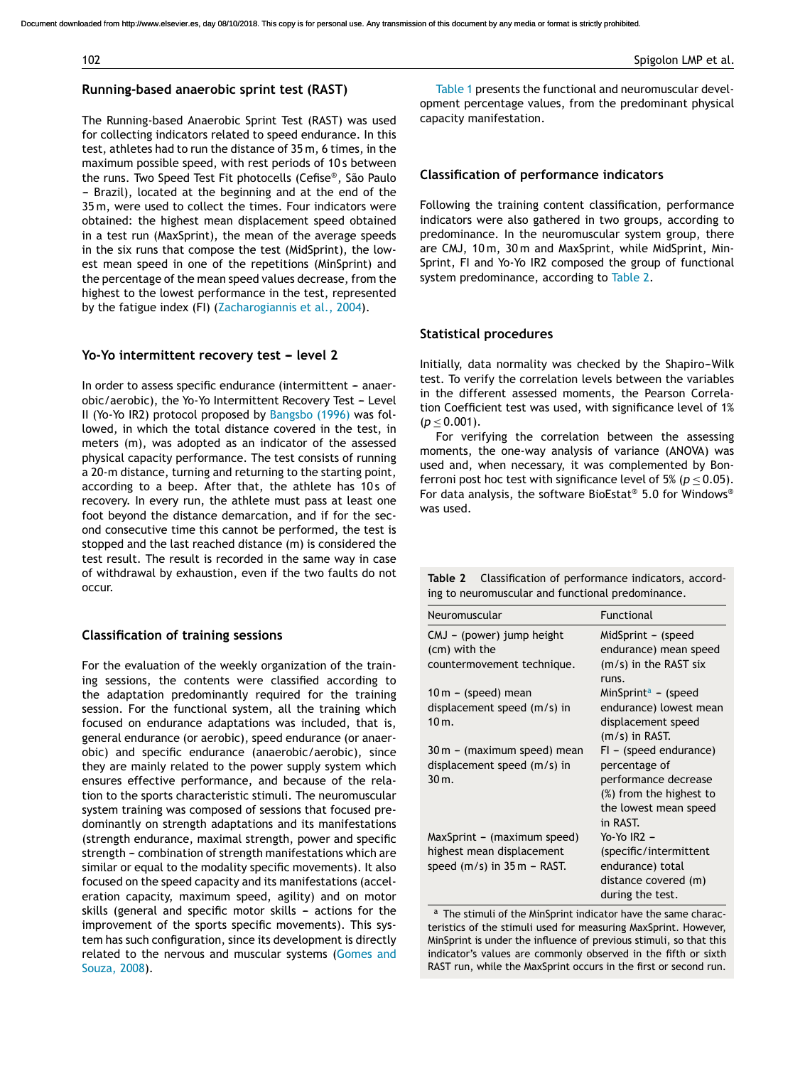### Running-based anaerobic sprint test (RAST)

The Running-based Anaerobic Sprint Test (RAST) was used for collecting indicators related to speed endurance. In this test, athletes had to run the distance of 35 m, 6 times, in the maximum possible speed, with rest periods of 10 s between the runs. Two Speed Test Fit photocells (Cefise®, São Paulo – Brazil), located at the beginning and at the end of the 35 m, were used to collect the times. Four indicators were obtained: the highest mean displacement speed obtained in a test run (MaxSprint), the mean of the average speeds in the six runs that compose the test (MidSprint), the lowest mean speed in one of the repetitions (MinSprint) and the percentage of the mean speed values decrease, from the highest to the lowest performance in the test, represented by the fatigue index (FI) (Zacharogiannis et al., 2004).

### Yo-Yo intermittent recovery test – level 2

In order to assess specific endurance (intermittent – anaerobic/aerobic), the Yo-Yo Intermittent Recovery Test – Level II (Yo-Yo IR2) protocol proposed by Bangsbo (1996) was followed, in which the total distance covered in the test, in meters (m), was adopted as an indicator of the assessed physical capacity performance. The test consists of running a 20-m distance, turning and returning to the starting point, according to a beep. After that, the athlete has 10 s of recovery. In every run, the athlete must pass at least one foot beyond the distance demarcation, and if for the second consecutive time this cannot be performed, the test is stopped and the last reached distance (m) is considered the test result. The result is recorded in the same way in case of withdrawal by exhaustion, even if the two faults do not occur.

### Classification of training sessions

For the evaluation of the weekly organization of the training sessions, the contents were classified according to the adaptation predominantly required for the training session. For the functional system, all the training which focused on endurance adaptations was included, that is, general endurance (or aerobic), speed endurance (or anaerobic) and specific endurance (anaerobic/aerobic), since they are mainly related to the power supply system which ensures effective performance, and because of the relation to the sports characteristic stimuli. The neuromuscular system training was composed of sessions that focused predominantly on strength adaptations and its manifestations (strength endurance, maximal strength, power and specific strength – combination of strength manifestations which are similar or equal to the modality specific movements). It also focused on the speed capacity and its manifestations (acceleration capacity, maximum speed, agility) and on motor skills (general and specific motor skills – actions for the improvement of the sports specific movements). This system has such configuration, since its development is directly related to the nervous and muscular systems (Gomes and Souza, 2008).

Table 1 presents the functional and neuromuscular development percentage values, from the predominant physical capacity manifestation.

### Classification of performance indicators

Following the training content classification, performance indicators were also gathered in two groups, according to predominance. In the neuromuscular system group, there are CMJ, 10 m, 30 m and MaxSprint, while MidSprint, MinSprint, FI and Yo-Yo IR2 composed the group of functional system predominance, according to Table 2.

### Statistical procedures

Initially, data normality was checked by the Shapiro–Wilk test. To verify the correlation levels between the variables in the different assessed moments, the Pearson Correlation Coefficient test was used, with significance level of 1% ($p \leq 0.001$).

For verifying the correlation between the assessing moments, the one-way analysis of variance (ANOVA) was used and, when necessary, it was complemented by Bonferroni post hoc test with significance level of 5% ($p \leq 0.05$). For data analysis, the software BioEstat® 5.0 for Windows® was used.

**Table 2** Classification of performance indicators, according to neuromuscular and functional predominance.

| Neuromuscular | Functional |
|---|---|
| CMJ – (power) jump height (cm) with the countermovement technique. | MidSprint – (speed endurance) mean speed (m/s) in the RAST six runs. |
| 10 m – (speed) mean displacement speed (m/s) in 10 m. | MinSprint[a] – (speed endurance) lowest mean displacement speed (m/s) in RAST. |
| 30 m – (maximum speed) mean displacement speed (m/s) in 30 m. | FI – (speed endurance) percentage of performance decrease (%) from the highest to the lowest mean speed in RAST. |
| MaxSprint – (maximum speed) highest mean displacement speed (m/s) in 35 m – RAST. | Yo-Yo IR2 – (specific/intermittent endurance) total distance covered (m) during the test. |

[a] The stimuli of the MinSprint indicator have the same characteristics of the stimuli used for measuring MaxSprint. However, MinSprint is under the influence of previous stimuli, so that this indicator's values are commonly observed in the fifth or sixth RAST run, while the MaxSprint occurs in the first or second run.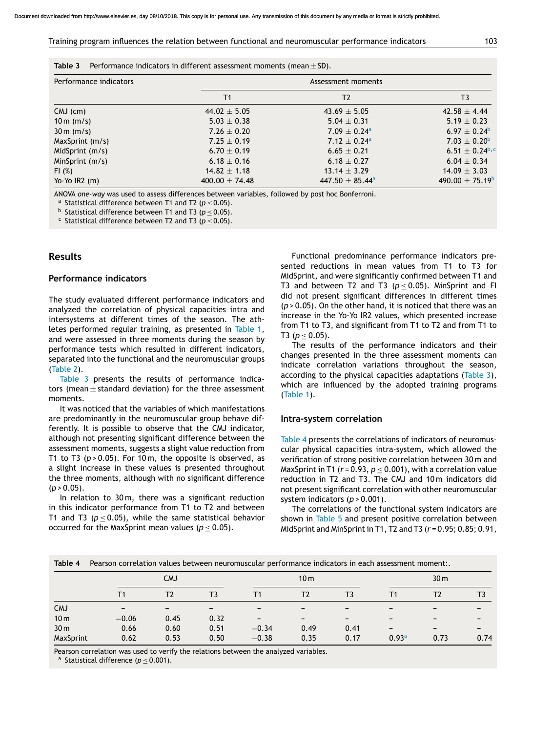**Table 3** Performance indicators in different assessment moments (mean ± SD).

| Performance indicators | Assessment moments | | |
|---|---|---|---|
| | T1 | T2 | T3 |
| CMJ (cm) | 44.02 ± 5.05 | 43.69 ± 5.05 | 42.58 ± 4.44 |
| 10 m (m/s) | 5.03 ± 0.38 | 5.04 ± 0.31 | 5.19 ± 0.23 |
| 30 m (m/s) | 7.26 ± 0.20 | 7.09 ± 0.24[a] | 6.97 ± 0.24[b] |
| MaxSprint (m/s) | 7.25 ± 0.19 | 7.12 ± 0.24[a] | 7.03 ± 0.20[b] |
| MidSprint (m/s) | 6.70 ± 0.19 | 6.65 ± 0.21 | 6.51 ± 0.24[b,c] |
| MinSprint (m/s) | 6.18 ± 0.16 | 6.18 ± 0.27 | 6.04 ± 0.34 |
| FI (%) | 14.82 ± 1.18 | 13.14 ± 3.29 | 14.09 ± 3.03 |
| Yo-Yo IR2 (m) | 400.00 ± 74.48 | 447.50 ± 85.44[a] | 490.00 ± 75.19[b] |

ANOVA *one-way* was used to assess differences between variables, followed by post hoc Bonferroni.
[a] Statistical difference between T1 and T2 ($p \leq 0.05$).
[b] Statistical difference between T1 and T3 ($p \leq 0.05$).
[c] Statistical difference between T2 and T3 ($p \leq 0.05$).

## Results

### Performance indicators

The study evaluated different performance indicators and analyzed the correlation of physical capacities intra and intersystems at different times of the season. The athletes performed regular training, as presented in Table 1, and were assessed in three moments during the season by performance tests which resulted in different indicators, separated into the functional and the neuromuscular groups (Table 2).

Table 3 presents the results of performance indicators (mean ± standard deviation) for the three assessment moments.

It was noticed that the variables of which manifestations are predominantly in the neuromuscular group behave differently. It is possible to observe that the CMJ indicator, although not presenting significant difference between the assessment moments, suggests a slight value reduction from T1 to T3 ($p > 0.05$). For 10 m, the opposite is observed, as a slight increase in these values is presented throughout the three moments, although with no significant difference ($p > 0.05$).

In relation to 30 m, there was a significant reduction in this indicator performance from T1 to T2 and between T1 and T3 ($p \leq 0.05$), while the same statistical behavior occurred for the MaxSprint mean values ($p \leq 0.05$).

Functional predominance performance indicators presented reductions in mean values from T1 to T3 for MidSprint, and were significantly confirmed between T1 and T3 and between T2 and T3 ($p \leq 0.05$). MinSprint and FI did not present significant differences in different times ($p > 0.05$). On the other hand, it is noticed that there was an increase in the Yo-Yo IR2 values, which presented increase from T1 to T3, and significant from T1 to T2 and from T1 to T3 ($p \leq 0.05$).

The results of the performance indicators and their changes presented in the three assessment moments can indicate correlation variations throughout the season, according to the physical capacities adaptations (Table 3), which are influenced by the adopted training programs (Table 1).

### Intra-system correlation

Table 4 presents the correlations of indicators of neuromuscular physical capacities intra-system, which allowed the verification of strong positive correlation between 30 m and MaxSprint in T1 ($r = 0.93$, $p \leq 0.001$), with a correlation value reduction in T2 and T3. The CMJ and 10 m indicators did not present significant correlation with other neuromuscular system indicators ($p > 0.001$).

The correlations of the functional system indicators are shown in Table 5 and present positive correlation between MidSprint and MinSprint in T1, T2 and T3 ($r = 0.95$; 0.85; 0.91,

**Table 4** Pearson correlation values between neuromuscular performance indicators in each assessment moment:.

| | CMJ | | | 10 m | | | 30 m | | |
|---|---|---|---|---|---|---|---|---|---|
| | T1 | T2 | T3 | T1 | T2 | T3 | T1 | T2 | T3 |
| CMJ | – | – | – | – | – | – | – | – | – |
| 10 m | −0.06 | 0.45 | 0.32 | – | – | – | – | – | – |
| 30 m | 0.66 | 0.60 | 0.51 | −0.34 | 0.49 | 0.41 | – | – | – |
| MaxSprint | 0.62 | 0.53 | 0.50 | −0.38 | 0.35 | 0.17 | 0.93[a] | 0.73 | 0.74 |

Pearson correlation was used to verify the relations between the analyzed variables.
[a] Statistical difference ($p \leq 0.001$).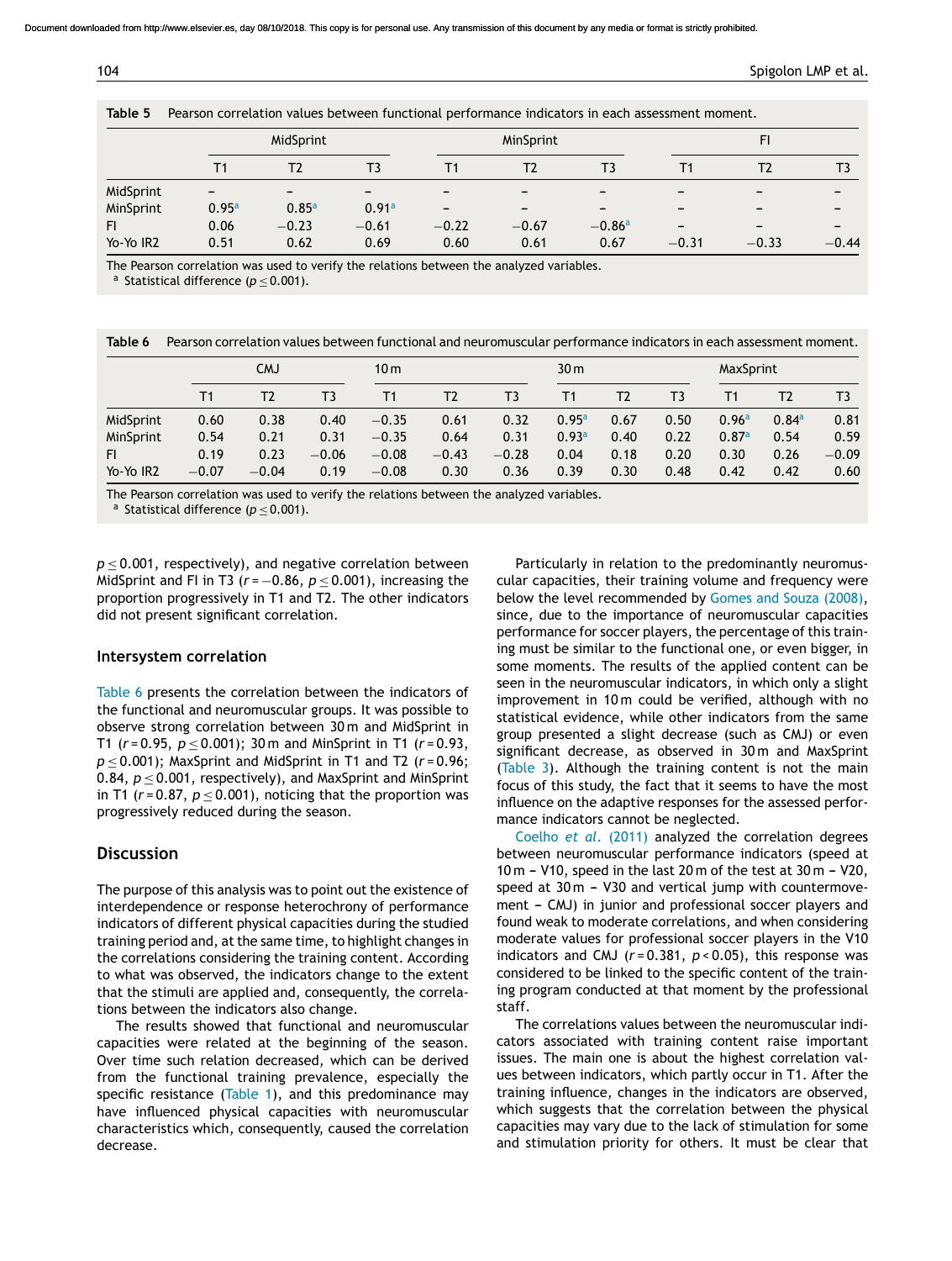**Table 5** Pearson correlation values between functional performance indicators in each assessment moment.

| | MidSprint | | | MinSprint | | | FI | | |
|---|---|---|---|---|---|---|---|---|---|
| | T1 | T2 | T3 | T1 | T2 | T3 | T1 | T2 | T3 |
| MidSprint | – | – | – | – | – | – | – | – | – |
| MinSprint | 0.95[a] | 0.85[a] | 0.91[a] | – | – | – | – | – | – |
| FI | 0.06 | −0.23 | −0.61 | −0.22 | −0.67 | −0.86[a] | – | – | – |
| Yo-Yo IR2 | 0.51 | 0.62 | 0.69 | 0.60 | 0.61 | 0.67 | −0.31 | −0.33 | −0.44 |

The Pearson correlation was used to verify the relations between the analyzed variables.
[a] Statistical difference ($p \leq 0.001$).

**Table 6** Pearson correlation values between functional and neuromuscular performance indicators in each assessment moment.

| | CMJ | | | 10 m | | | 30 m | | | MaxSprint | | |
|---|---|---|---|---|---|---|---|---|---|---|---|---|
| | T1 | T2 | T3 | T1 | T2 | T3 | T1 | T2 | T3 | T1 | T2 | T3 |
| MidSprint | 0.60 | 0.38 | 0.40 | −0.35 | 0.61 | 0.32 | 0.95[a] | 0.67 | 0.50 | 0.96[a] | 0.84[a] | 0.81 |
| MinSprint | 0.54 | 0.21 | 0.31 | −0.35 | 0.64 | 0.31 | 0.93[a] | 0.40 | 0.22 | 0.87[a] | 0.54 | 0.59 |
| FI | 0.19 | 0.23 | −0.06 | −0.08 | −0.43 | −0.28 | 0.04 | 0.18 | 0.20 | 0.30 | 0.26 | −0.09 |
| Yo-Yo IR2 | −0.07 | −0.04 | 0.19 | −0.08 | 0.30 | 0.36 | 0.39 | 0.30 | 0.48 | 0.42 | 0.42 | 0.60 |

The Pearson correlation was used to verify the relations between the analyzed variables.
[a] Statistical difference ($p \leq 0.001$).

$p \leq 0.001$, respectively), and negative correlation between MidSprint and FI in T3 ($r = -0.86$, $p \leq 0.001$), increasing the proportion progressively in T1 and T2. The other indicators did not present significant correlation.

### Intersystem correlation

Table 6 presents the correlation between the indicators of the functional and neuromuscular groups. It was possible to observe strong correlation between 30 m and MidSprint in T1 ($r = 0.95$, $p \leq 0.001$); 30 m and MinSprint in T1 ($r = 0.93$, $p \leq 0.001$); MaxSprint and MidSprint in T1 and T2 ($r = 0.96$; 0.84, $p \leq 0.001$, respectively), and MaxSprint and MinSprint in T1 ($r = 0.87$, $p \leq 0.001$), noticing that the proportion was progressively reduced during the season.

## Discussion

The purpose of this analysis was to point out the existence of interdependence or response heterochrony of performance indicators of different physical capacities during the studied training period and, at the same time, to highlight changes in the correlations considering the training content. According to what was observed, the indicators change to the extent that the stimuli are applied and, consequently, the correlations between the indicators also change.

The results showed that functional and neuromuscular capacities were related at the beginning of the season. Over time such relation decreased, which can be derived from the functional training prevalence, especially the specific resistance (Table 1), and this predominance may have influenced physical capacities with neuromuscular characteristics which, consequently, caused the correlation decrease.

Particularly in relation to the predominantly neuromuscular capacities, their training volume and frequency were below the level recommended by Gomes and Souza (2008), since, due to the importance of neuromuscular capacities performance for soccer players, the percentage of this training must be similar to the functional one, or even bigger, in some moments. The results of the applied content can be seen in the neuromuscular indicators, in which only a slight improvement in 10 m could be verified, although with no statistical evidence, while other indicators from the same group presented a slight decrease (such as CMJ) or even significant decrease, as observed in 30 m and MaxSprint (Table 3). Although the training content is not the main focus of this study, the fact that it seems to have the most influence on the adaptive responses for the assessed performance indicators cannot be neglected.

Coelho *et al*. (2011) analyzed the correlation degrees between neuromuscular performance indicators (speed at 10 m – V10, speed in the last 20 m of the test at 30 m – V20, speed at 30 m – V30 and vertical jump with countermovement – CMJ) in junior and professional soccer players and found weak to moderate correlations, and when considering moderate values for professional soccer players in the V10 indicators and CMJ ($r = 0.381$, $p < 0.05$), this response was considered to be linked to the specific content of the training program conducted at that moment by the professional staff.

The correlations values between the neuromuscular indicators associated with training content raise important issues. The main one is about the highest correlation values between indicators, which partly occur in T1. After the training influence, changes in the indicators are observed, which suggests that the correlation between the physical capacities may vary due to the lack of stimulation for some and stimulation priority for others. It must be clear that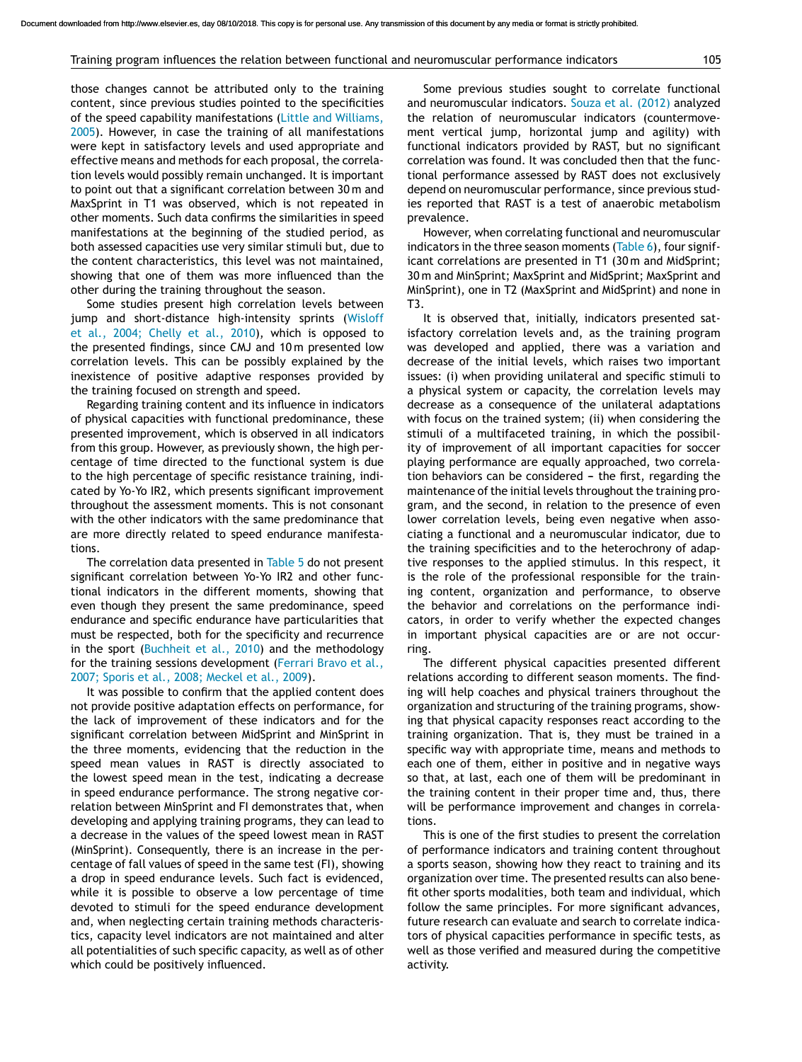those changes cannot be attributed only to the training content, since previous studies pointed to the specificities of the speed capability manifestations (Little and Williams, 2005). However, in case the training of all manifestations were kept in satisfactory levels and used appropriate and effective means and methods for each proposal, the correlation levels would possibly remain unchanged. It is important to point out that a significant correlation between 30 m and MaxSprint in T1 was observed, which is not repeated in other moments. Such data confirms the similarities in speed manifestations at the beginning of the studied period, as both assessed capacities use very similar stimuli but, due to the content characteristics, this level was not maintained, showing that one of them was more influenced than the other during the training throughout the season.

Some studies present high correlation levels between jump and short-distance high-intensity sprints (Wisloff et al., 2004; Chelly et al., 2010), which is opposed to the presented findings, since CMJ and 10 m presented low correlation levels. This can be possibly explained by the inexistence of positive adaptive responses provided by the training focused on strength and speed.

Regarding training content and its influence in indicators of physical capacities with functional predominance, these presented improvement, which is observed in all indicators from this group. However, as previously shown, the high percentage of time directed to the functional system is due to the high percentage of specific resistance training, indicated by Yo-Yo IR2, which presents significant improvement throughout the assessment moments. This is not consonant with the other indicators with the same predominance that are more directly related to speed endurance manifestations.

The correlation data presented in Table 5 do not present significant correlation between Yo-Yo IR2 and other functional indicators in the different moments, showing that even though they present the same predominance, speed endurance and specific endurance have particularities that must be respected, both for the specificity and recurrence in the sport (Buchheit et al., 2010) and the methodology for the training sessions development (Ferrari Bravo et al., 2007; Sporis et al., 2008; Meckel et al., 2009).

It was possible to confirm that the applied content does not provide positive adaptation effects on performance, for the lack of improvement of these indicators and for the significant correlation between MidSprint and MinSprint in the three moments, evidencing that the reduction in the speed mean values in RAST is directly associated to the lowest speed mean in the test, indicating a decrease in speed endurance performance. The strong negative correlation between MinSprint and FI demonstrates that, when developing and applying training programs, they can lead to a decrease in the values of the speed lowest mean in RAST (MinSprint). Consequently, there is an increase in the percentage of fall values of speed in the same test (FI), showing a drop in speed endurance levels. Such fact is evidenced, while it is possible to observe a low percentage of time devoted to stimuli for the speed endurance development and, when neglecting certain training methods characteristics, capacity level indicators are not maintained and alter all potentialities of such specific capacity, as well as of other which could be positively influenced.

Some previous studies sought to correlate functional and neuromuscular indicators. Souza et al. (2012) analyzed the relation of neuromuscular indicators (countermovement vertical jump, horizontal jump and agility) with functional indicators provided by RAST, but no significant correlation was found. It was concluded then that the functional performance assessed by RAST does not exclusively depend on neuromuscular performance, since previous studies reported that RAST is a test of anaerobic metabolism prevalence.

However, when correlating functional and neuromuscular indicators in the three season moments (Table 6), four significant correlations are presented in T1 (30 m and MidSprint; 30 m and MinSprint; MaxSprint and MidSprint; MaxSprint and MinSprint), one in T2 (MaxSprint and MidSprint) and none in T3.

It is observed that, initially, indicators presented satisfactory correlation levels and, as the training program was developed and applied, there was a variation and decrease of the initial levels, which raises two important issues: (i) when providing unilateral and specific stimuli to a physical system or capacity, the correlation levels may decrease as a consequence of the unilateral adaptations with focus on the trained system; (ii) when considering the stimuli of a multifaceted training, in which the possibility of improvement of all important capacities for soccer playing performance are equally approached, two correlation behaviors can be considered – the first, regarding the maintenance of the initial levels throughout the training program, and the second, in relation to the presence of even lower correlation levels, being even negative when associating a functional and a neuromuscular indicator, due to the training specificities and to the heterochrony of adaptive responses to the applied stimulus. In this respect, it is the role of the professional responsible for the training content, organization and performance, to observe the behavior and correlations on the performance indicators, in order to verify whether the expected changes in important physical capacities are or are not occurring.

The different physical capacities presented different relations according to different season moments. The finding will help coaches and physical trainers throughout the organization and structuring of the training programs, showing that physical capacity responses react according to the training organization. That is, they must be trained in a specific way with appropriate time, means and methods to each one of them, either in positive and in negative ways so that, at last, each one of them will be predominant in the training content in their proper time and, thus, there will be performance improvement and changes in correlations.

This is one of the first studies to present the correlation of performance indicators and training content throughout a sports season, showing how they react to training and its organization over time. The presented results can also benefit other sports modalities, both team and individual, which follow the same principles. For more significant advances, future research can evaluate and search to correlate indicators of physical capacities performance in specific tests, as well as those verified and measured during the competitive activity.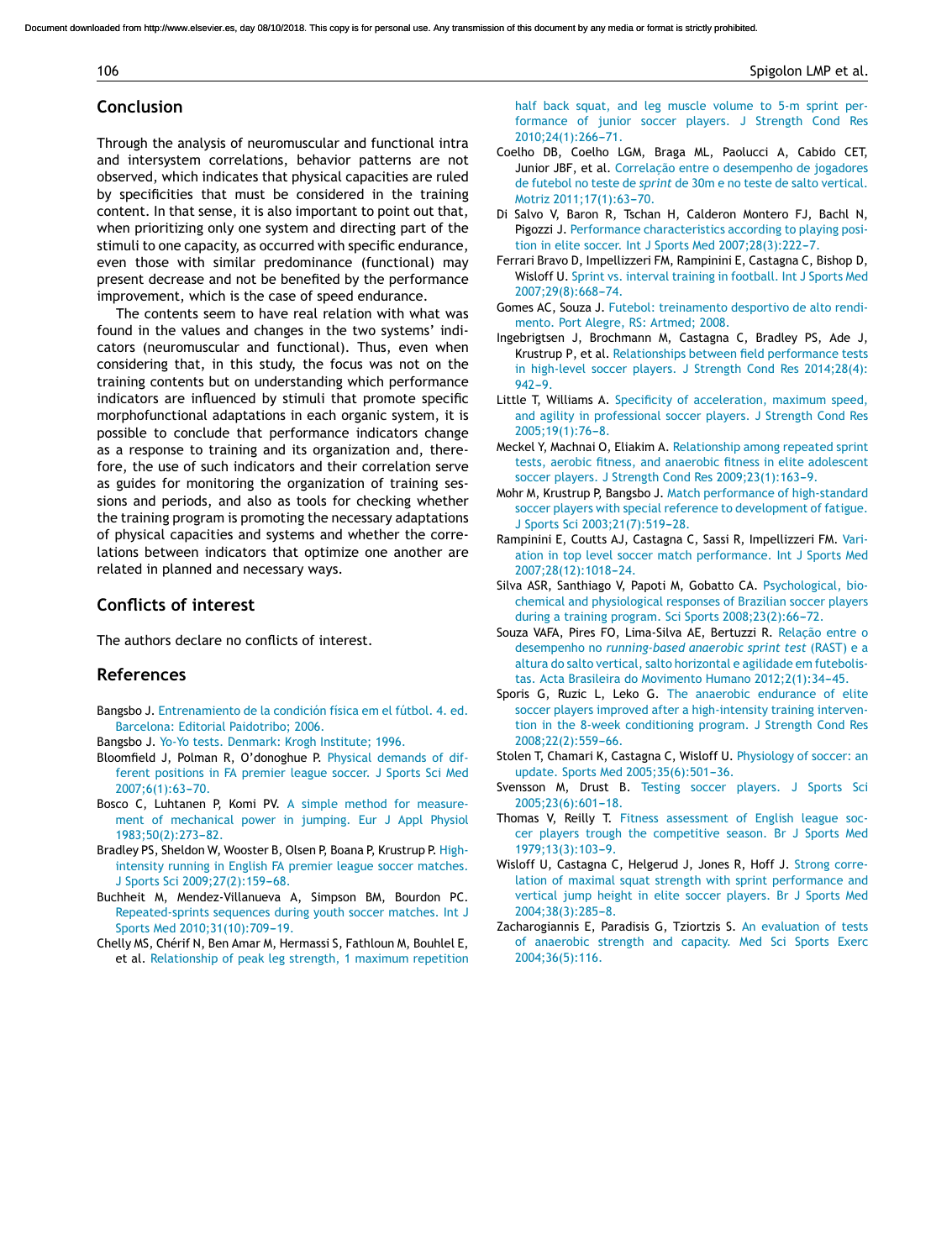## Conclusion

Through the analysis of neuromuscular and functional intra and intersystem correlations, behavior patterns are not observed, which indicates that physical capacities are ruled by specificities that must be considered in the training content. In that sense, it is also important to point out that, when prioritizing only one system and directing part of the stimuli to one capacity, as occurred with specific endurance, even those with similar predominance (functional) may present decrease and not be benefited by the performance improvement, which is the case of speed endurance.

The contents seem to have real relation with what was found in the values and changes in the two systems' indicators (neuromuscular and functional). Thus, even when considering that, in this study, the focus was not on the training contents but on understanding which performance indicators are influenced by stimuli that promote specific morphofunctional adaptations in each organic system, it is possible to conclude that performance indicators change as a response to training and its organization and, therefore, the use of such indicators and their correlation serve as guides for monitoring the organization of training sessions and periods, and also as tools for checking whether the training program is promoting the necessary adaptations of physical capacities and systems and whether the correlations between indicators that optimize one another are related in planned and necessary ways.

## Conflicts of interest

The authors declare no conflicts of interest.

## References

Bangsbo J. Entrenamiento de la condición física en el fútbol. 4. ed. Barcelona: Editorial Paidotribo; 2006.

Bangsbo J. Yo-Yo tests. Denmark: Krogh Institute; 1996.

Bloomfield J, Polman R, O'donoghue P. Physical demands of different positions in FA premier league soccer. J Sports Sci Med 2007;6(1):63–70.

Bosco C, Luhtanen P, Komi PV. A simple method for measurement of mechanical power in jumping. Eur J Appl Physiol 1983;50(2):273–82.

Bradley PS, Sheldon W, Wooster B, Olsen P, Boana P, Krustrup P. High-intensity running in English FA premier league soccer matches. J Sports Sci 2009;27(2):159–68.

Buchheit M, Mendez-Villanueva A, Simpson BM, Bourdon PC. Repeated-sprints sequences during youth soccer matches. Int J Sports Med 2010;31(10):709–19.

Chelly MS, Chérif N, Ben Amar M, Hermassi S, Fathloun M, Bouhlel E, et al. Relationship of peak leg strength, 1 maximum repetition half back squat, and leg muscle volume to 5-m sprint performance of junior soccer players. J Strength Cond Res 2010;24(1):266–71.

Coelho DB, Coelho LGM, Braga ML, Paolucci A, Cabido CET, Junior JBF, et al. Correlação entre o desempenho de jogadores de futebol no teste de *sprint* de 30m e no teste de salto vertical. Motriz 2011;17(1):63–70.

Di Salvo V, Baron R, Tschan H, Calderon Montero FJ, Bachl N, Pigozzi J. Performance characteristics according to playing position in elite soccer. Int J Sports Med 2007;28(3):222–7.

Ferrari Bravo D, Impellizzeri FM, Rampinini E, Castagna C, Bishop D, Wisloff U. Sprint vs. interval training in football. Int J Sports Med 2007;29(8):668–74.

Gomes AC, Souza J. Futebol: treinamento desportivo de alto rendimento. Port Alegre, RS: Artmed; 2008.

Ingebrigtsen J, Brochmann M, Castagna C, Bradley PS, Ade J, Krustrup P, et al. Relationships between field performance tests in high-level soccer players. J Strength Cond Res 2014;28(4):942–9.

Little T, Williams A. Specificity of acceleration, maximum speed, and agility in professional soccer players. J Strength Cond Res 2005;19(1):76–8.

Meckel Y, Machnai O, Eliakim A. Relationship among repeated sprint tests, aerobic fitness, and anaerobic fitness in elite adolescent soccer players. J Strength Cond Res 2009;23(1):163–9.

Mohr M, Krustrup P, Bangsbo J. Match performance of high-standard soccer players with special reference to development of fatigue. J Sports Sci 2003;21(7):519–28.

Rampinini E, Coutts AJ, Castagna C, Sassi R, Impellizzeri FM. Variation in top level soccer match performance. Int J Sports Med 2007;28(12):1018–24.

Silva ASR, Santhiago V, Papoti M, Gobatto CA. Psychological, biochemical and physiological responses of Brazilian soccer players during a training program. Sci Sports 2008;23(2):66–72.

Souza VAFA, Pires FO, Lima-Silva AE, Bertuzzi R. Relação entre o desempenho no *running-based anaerobic sprint test* (RAST) e a altura do salto vertical, salto horizontal e agilidade em futebolistas. Acta Brasileira do Movimento Humano 2012;2(1):34–45.

Sporis G, Ruzic L, Leko G. The anaerobic endurance of elite soccer players improved after a high-intensity training intervention in the 8-week conditioning program. J Strength Cond Res 2008;22(2):559–66.

Stolen T, Chamari K, Castagna C, Wisloff U. Physiology of soccer: an update. Sports Med 2005;35(6):501–36.

Svensson M, Drust B. Testing soccer players. J Sports Sci 2005;23(6):601–18.

Thomas V, Reilly T. Fitness assessment of English league soccer players trough the competitive season. Br J Sports Med 1979;13(3):103–9.

Wisloff U, Castagna C, Helgerud J, Jones R, Hoff J. Strong correlation of maximal squat strength with sprint performance and vertical jump height in elite soccer players. Br J Sports Med 2004;38(3):285–8.

Zacharogiannis E, Paradisis G, Tziortzis S. An evaluation of tests of anaerobic strength and capacity. Med Sci Sports Exerc 2004;36(5):116.